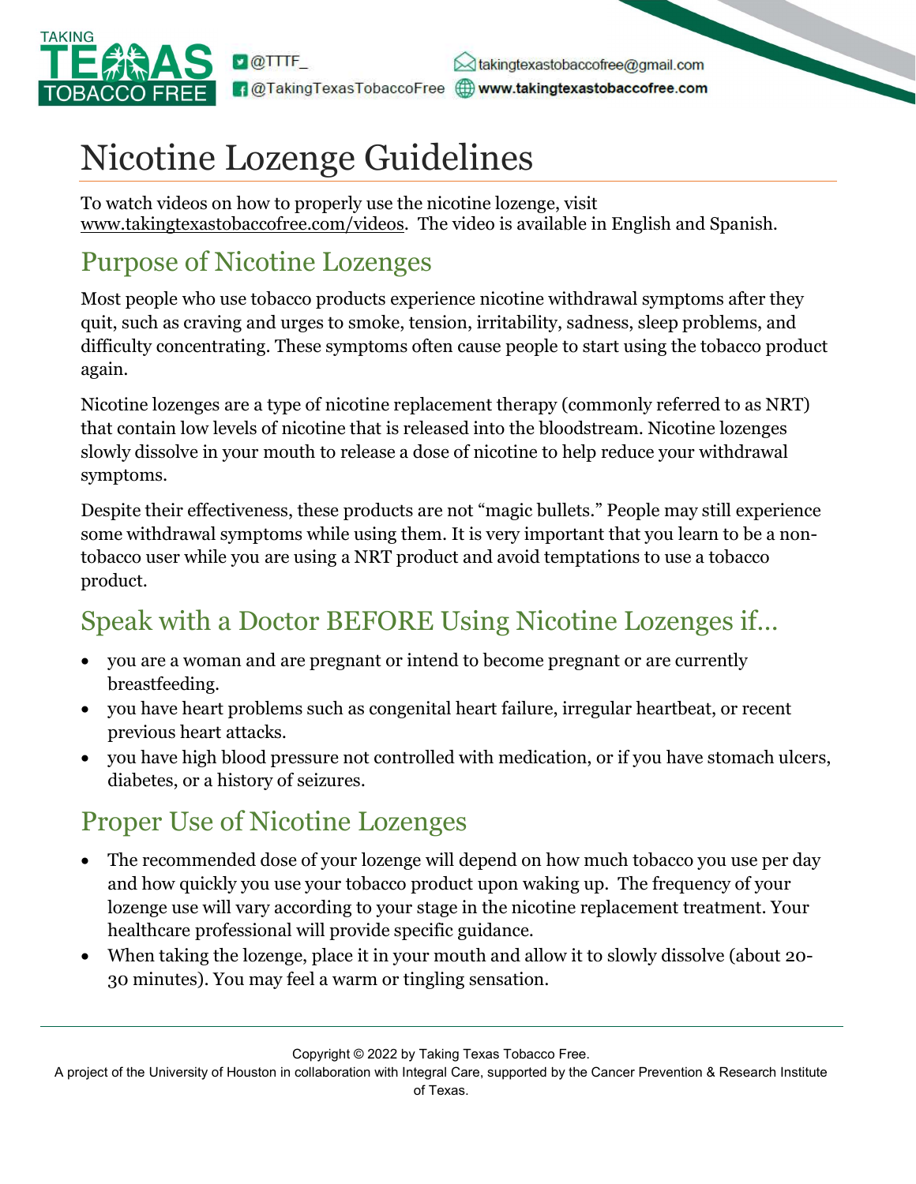TAKING TEXAS TOBACCO FREE

@TTTF_
@TakingTexasTobaccoFree
takingtexastobaccofree@gmail.com
www.takingtexastobaccofree.com

# Nicotine Lozenge Guidelines

To watch videos on how to properly use the nicotine lozenge, visit www.takingtexastobaccofree.com/videos. The video is available in English and Spanish.

## Purpose of Nicotine Lozenges

Most people who use tobacco products experience nicotine withdrawal symptoms after they quit, such as craving and urges to smoke, tension, irritability, sadness, sleep problems, and difficulty concentrating. These symptoms often cause people to start using the tobacco product again.

Nicotine lozenges are a type of nicotine replacement therapy (commonly referred to as NRT) that contain low levels of nicotine that is released into the bloodstream. Nicotine lozenges slowly dissolve in your mouth to release a dose of nicotine to help reduce your withdrawal symptoms.

Despite their effectiveness, these products are not "magic bullets." People may still experience some withdrawal symptoms while using them. It is very important that you learn to be a non-tobacco user while you are using a NRT product and avoid temptations to use a tobacco product.

## Speak with a Doctor BEFORE Using Nicotine Lozenges if…

- you are a woman and are pregnant or intend to become pregnant or are currently breastfeeding.
- you have heart problems such as congenital heart failure, irregular heartbeat, or recent previous heart attacks.
- you have high blood pressure not controlled with medication, or if you have stomach ulcers, diabetes, or a history of seizures.

## Proper Use of Nicotine Lozenges

- The recommended dose of your lozenge will depend on how much tobacco you use per day and how quickly you use your tobacco product upon waking up. The frequency of your lozenge use will vary according to your stage in the nicotine replacement treatment. Your healthcare professional will provide specific guidance.
- When taking the lozenge, place it in your mouth and allow it to slowly dissolve (about 20-30 minutes). You may feel a warm or tingling sensation.

Copyright © 2022 by Taking Texas Tobacco Free.
A project of the University of Houston in collaboration with Integral Care, supported by the Cancer Prevention & Research Institute of Texas.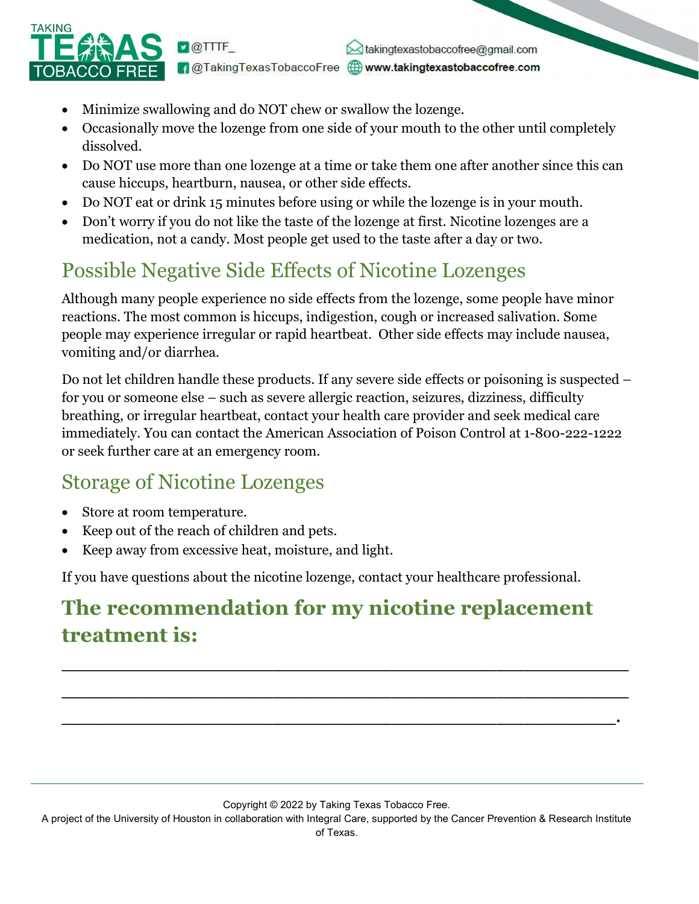- Minimize swallowing and do NOT chew or swallow the lozenge.
- Occasionally move the lozenge from one side of your mouth to the other until completely dissolved.
- Do NOT use more than one lozenge at a time or take them one after another since this can cause hiccups, heartburn, nausea, or other side effects.
- Do NOT eat or drink 15 minutes before using or while the lozenge is in your mouth.
- Don't worry if you do not like the taste of the lozenge at first. Nicotine lozenges are a medication, not a candy. Most people get used to the taste after a day or two.

## Possible Negative Side Effects of Nicotine Lozenges

Although many people experience no side effects from the lozenge, some people have minor reactions. The most common is hiccups, indigestion, cough or increased salivation. Some people may experience irregular or rapid heartbeat. Other side effects may include nausea, vomiting and/or diarrhea.

Do not let children handle these products. If any severe side effects or poisoning is suspected – for you or someone else – such as severe allergic reaction, seizures, dizziness, difficulty breathing, or irregular heartbeat, contact your health care provider and seek medical care immediately. You can contact the American Association of Poison Control at 1-800-222-1222 or seek further care at an emergency room.

## Storage of Nicotine Lozenges

- Store at room temperature.
- Keep out of the reach of children and pets.
- Keep away from excessive heat, moisture, and light.

If you have questions about the nicotine lozenge, contact your healthcare professional.

## The recommendation for my nicotine replacement treatment is:

\_\_\_\_\_\_\_\_\_\_\_\_\_\_\_\_\_\_\_\_\_\_\_\_\_\_\_\_\_\_\_\_\_\_\_\_\_\_\_\_\_\_\_\_\_\_\_\_\_\_\_\_\_\_\_\_\_\_

\_\_\_\_\_\_\_\_\_\_\_\_\_\_\_\_\_\_\_\_\_\_\_\_\_\_\_\_\_\_\_\_\_\_\_\_\_\_\_\_\_\_\_\_\_\_\_\_\_\_\_\_\_\_\_\_\_\_

\_\_\_\_\_\_\_\_\_\_\_\_\_\_\_\_\_\_\_\_\_\_\_\_\_\_\_\_\_\_\_\_\_\_\_\_\_\_\_\_\_\_\_\_\_\_\_\_\_\_\_\_\_\_\_\_\_.

Copyright © 2022 by Taking Texas Tobacco Free.
A project of the University of Houston in collaboration with Integral Care, supported by the Cancer Prevention & Research Institute of Texas.